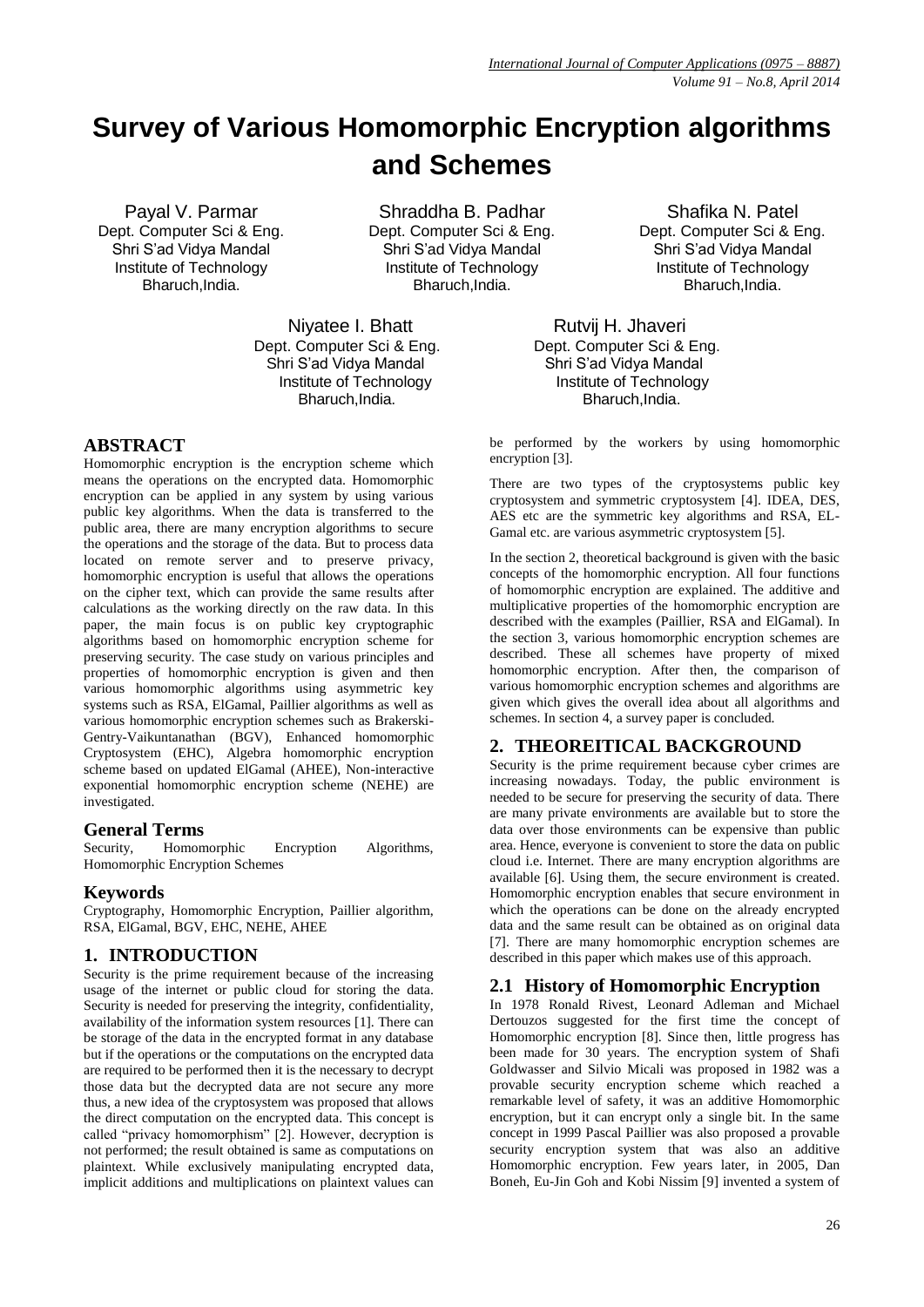# Survey of Various Homomorphic Encryption algorithms and Schemes

Payal V. Parmar
Dept. Computer Sci & Eng.
Shri S'ad Vidya Mandal
Institute of Technology
Bharuch,India.

Shraddha B. Padhar
Dept. Computer Sci & Eng.
Shri S'ad Vidya Mandal
Institute of Technology
Bharuch,India.

Shafika N. Patel
Dept. Computer Sci & Eng.
Shri S'ad Vidya Mandal
Institute of Technology
Bharuch,India.

Niyatee I. Bhatt
Dept. Computer Sci & Eng.
Shri S'ad Vidya Mandal
Institute of Technology
Bharuch,India.

Rutvij H. Jhaveri
Dept. Computer Sci & Eng.
Shri S'ad Vidya Mandal
Institute of Technology
Bharuch,India.

## ABSTRACT

Homomorphic encryption is the encryption scheme which means the operations on the encrypted data. Homomorphic encryption can be applied in any system by using various public key algorithms. When the data is transferred to the public area, there are many encryption algorithms to secure the operations and the storage of the data. But to process data located on remote server and to preserve privacy, homomorphic encryption is useful that allows the operations on the cipher text, which can provide the same results after calculations as the working directly on the raw data. In this paper, the main focus is on public key cryptographic algorithms based on homomorphic encryption scheme for preserving security. The case study on various principles and properties of homomorphic encryption is given and then various homomorphic algorithms using asymmetric key systems such as RSA, ElGamal, Paillier algorithms as well as various homomorphic encryption schemes such as Brakerski-Gentry-Vaikuntanathan (BGV), Enhanced homomorphic Cryptosystem (EHC), Algebra homomorphic encryption scheme based on updated ElGamal (AHEE), Non-interactive exponential homomorphic encryption scheme (NEHE) are investigated.

### General Terms

Security, Homomorphic Encryption Algorithms, Homomorphic Encryption Schemes

### Keywords

Cryptography, Homomorphic Encryption, Paillier algorithm, RSA, ElGamal, BGV, EHC, NEHE, AHEE

## 1. INTRODUCTION

Security is the prime requirement because of the increasing usage of the internet or public cloud for storing the data. Security is needed for preserving the integrity, confidentiality, availability of the information system resources [1]. There can be storage of the data in the encrypted format in any database but if the operations or the computations on the encrypted data are required to be performed then it is the necessary to decrypt those data but the decrypted data are not secure any more thus, a new idea of the cryptosystem was proposed that allows the direct computation on the encrypted data. This concept is called "privacy homomorphism" [2]. However, decryption is not performed; the result obtained is same as computations on plaintext. While exclusively manipulating encrypted data, implicit additions and multiplications on plaintext values can be performed by the workers by using homomorphic encryption [3].

There are two types of the cryptosystems public key cryptosystem and symmetric cryptosystem [4]. IDEA, DES, AES etc are the symmetric key algorithms and RSA, EL-Gamal etc. are various asymmetric cryptosystem [5].

In the section 2, theoretical background is given with the basic concepts of the homomorphic encryption. All four functions of homomorphic encryption are explained. The additive and multiplicative properties of the homomorphic encryption are described with the examples (Paillier, RSA and ElGamal). In the section 3, various homomorphic encryption schemes are described. These all schemes have property of mixed homomorphic encryption. After then, the comparison of various homomorphic encryption schemes and algorithms are given which gives the overall idea about all algorithms and schemes. In section 4, a survey paper is concluded.

## 2. THEOREITICAL BACKGROUND

Security is the prime requirement because cyber crimes are increasing nowadays. Today, the public environment is needed to be secure for preserving the security of data. There are many private environments are available but to store the data over those environments can be expensive than public area. Hence, everyone is convenient to store the data on public cloud i.e. Internet. There are many encryption algorithms are available [6]. Using them, the secure environment is created. Homomorphic encryption enables that secure environment in which the operations can be done on the already encrypted data and the same result can be obtained as on original data [7]. There are many homomorphic encryption schemes are described in this paper which makes use of this approach.

### 2.1 History of Homomorphic Encryption

In 1978 Ronald Rivest, Leonard Adleman and Michael Dertouzos suggested for the first time the concept of Homomorphic encryption [8]. Since then, little progress has been made for 30 years. The encryption system of Shafi Goldwasser and Silvio Micali was proposed in 1982 was a provable security encryption scheme which reached a remarkable level of safety, it was an additive Homomorphic encryption, but it can encrypt only a single bit. In the same concept in 1999 Pascal Paillier was also proposed a provable security encryption system that was also an additive Homomorphic encryption. Few years later, in 2005, Dan Boneh, Eu-Jin Goh and Kobi Nissim [9] invented a system of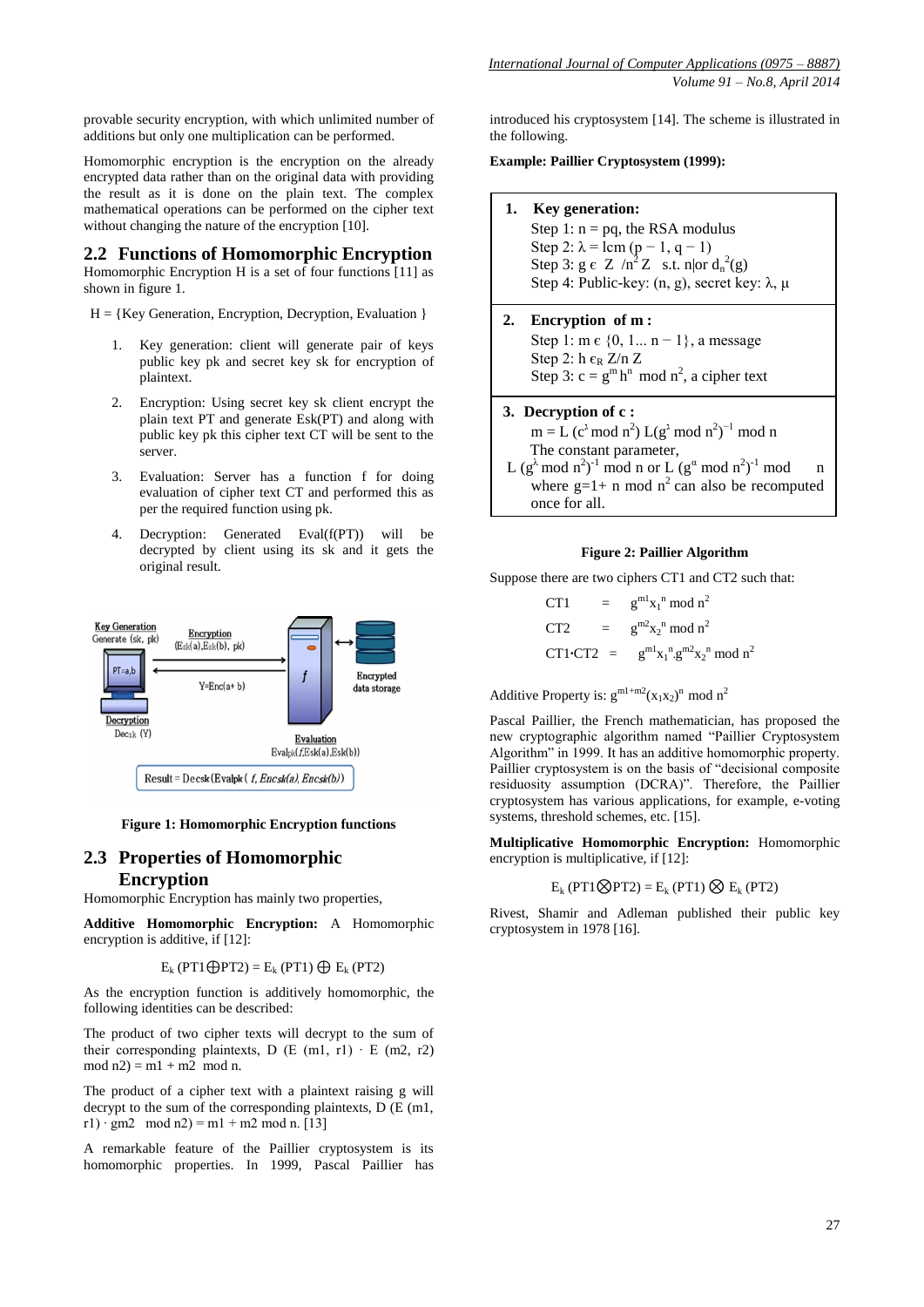provable security encryption, with which unlimited number of additions but only one multiplication can be performed.

Homomorphic encryption is the encryption on the already encrypted data rather than on the original data with providing the result as it is done on the plain text. The complex mathematical operations can be performed on the cipher text without changing the nature of the encryption [10].

## 2.2 Functions of Homomorphic Encryption

Homomorphic Encryption H is a set of four functions [11] as shown in figure 1.

H = {Key Generation, Encryption, Decryption, Evaluation }

1. Key generation: client will generate pair of keys public key pk and secret key sk for encryption of plaintext.
2. Encryption: Using secret key sk client encrypt the plain text PT and generate Esk(PT) and along with public key pk this cipher text CT will be sent to the server.
3. Evaluation: Server has a function f for doing evaluation of cipher text CT and performed this as per the required function using pk.
4. Decryption: Generated Eval(f(PT)) will be decrypted by client using its sk and it gets the original result.

Figure 1: Homomorphic Encryption functions

## 2.3 Properties of Homomorphic Encryption

Homomorphic Encryption has mainly two properties,

**Additive Homomorphic Encryption:** A Homomorphic encryption is additive, if [12]:

$$E_k (PT1 \oplus PT2) = E_k (PT1) \oplus E_k (PT2)$$

As the encryption function is additively homomorphic, the following identities can be described:

The product of two cipher texts will decrypt to the sum of their corresponding plaintexts, D (E (m1, r1) · E (m2, r2) mod n2) = m1 + m2 mod n.

The product of a cipher text with a plaintext raising g will decrypt to the sum of the corresponding plaintexts, D (E (m1, r1) · gm2 mod n2) = m1 + m2 mod n. [13]

A remarkable feature of the Paillier cryptosystem is its homomorphic properties. In 1999, Pascal Paillier has introduced his cryptosystem [14]. The scheme is illustrated in the following.

**Example: Paillier Cryptosystem (1999):**

**1. Key generation:**
Step 1: $n = pq$, the RSA modulus
Step 2: $\lambda = \text{lcm}(p - 1, q - 1)$
Step 3: $g \in Z/n^2 Z$ s.t. $n|$or $d_n^2(g)$
Step 4: Public-key: $(n, g)$, secret key: $\lambda$, $\mu$

**2. Encryption of m :**
Step 1: $m \in \{0, 1 ... n - 1\}$, a message
Step 2: $h \in_R Z/n Z$
Step 3: $c = g^m h^n \mod n^2$, a cipher text

**3. Decryption of c :**
$m = L(c^{\lambda} \mod n^2) L(g^{\lambda} \mod n^2)^{-1} \mod n$
The constant parameter,
$L(g^{\lambda} \mod n^2)^{-1} \mod n$ or $L(g^{\alpha} \mod n^2)^{-1} \mod n$
where $g=1+ n \mod n^2$ can also be recomputed once for all.

Figure 2: Paillier Algorithm

Suppose there are two ciphers CT1 and CT2 such that:

$$CT1 = g^{m1} x_1^n \mod n^2$$

$$CT2 = g^{m2} x_2^n \mod n^2$$

$$CT1 \cdot CT2 = g^{m1} x_1^n . g^{m2} x_2^n \mod n^2$$

Additive Property is: $g^{m1+m2}(x_1 x_2)^n \mod n^2$

Pascal Paillier, the French mathematician, has proposed the new cryptographic algorithm named "Paillier Cryptosystem Algorithm" in 1999. It has an additive homomorphic property. Paillier cryptosystem is on the basis of "decisional composite residuosity assumption (DCRA)". Therefore, the Paillier cryptosystem has various applications, for example, e-voting systems, threshold schemes, etc. [15].

**Multiplicative Homomorphic Encryption:** Homomorphic encryption is multiplicative, if [12]:

$$E_k (PT1 \otimes PT2) = E_k (PT1) \otimes E_k (PT2)$$

Rivest, Shamir and Adleman published their public key cryptosystem in 1978 [16].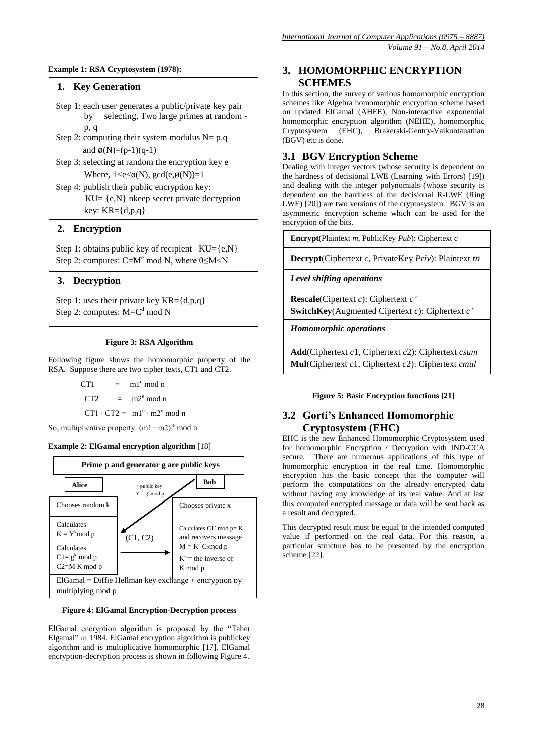**Example 1: RSA Cryptosystem (1978):**

**1. Key Generation**

Step 1: each user generates a public/private key pair by selecting, Two large primes at random - p, q

Step 2: computing their system modulus N= p.q and $\phi(N)=(p-1)(q-1)$

Step 3: selecting at random the encryption key e Where, $1<e<\phi(N)$, $\gcd(e,\phi(N))=1$

Step 4: publish their public encryption key: KU= {e,N} nkeep secret private decryption key: KR={d,p,q}

**2. Encryption**

Step 1: obtains public key of recipient KU={e,N}

Step 2: computes: $C=M^e \bmod N$, where $0\leq M<N$

**3. Decryption**

Step 1: uses their private key KR={d,p,q}

Step 2: computes: $M=C^d \bmod N$

**Figure 3: RSA Algorithm**

Following figure shows the homomorphic property of the RSA. Suppose there are two cipher texts, CT1 and CT2.

$$CT1 = m1^e \bmod n$$

$$CT2 = m2^e \bmod n$$

$$CT1 \cdot CT2 = m1^e \cdot m2^e \bmod n$$

So, multiplicative property: $(m1 \cdot m2)^e \bmod n$

**Example 2: ElGamal encryption algorithm** [18]

**Prime p and generator g are public keys**

| **Alice** | | **Bob** |
|---|---|---|
| Chooses random k | + public key $Y = g^x \bmod p$ | Chooses private x |
| Calculates $K = Y^k \bmod p$ | (C1, C2) | Calculates $C1^x \bmod p= K$ and recovers message $M = K^{-1}C_2 \bmod p$ |
| Calculates $C1= g^k \bmod p$, $C2=M\,K \bmod p$ | | $K^{-1}$= the inverse of K mod p |

ElGamal = Diffie Hellman key exchange + encryption by multiplying mod p

**Figure 4: ElGamal Encryption-Decryption process**

ElGamal encryption algorithm is proposed by the "Taher Elgamal" in 1984. ElGamal encryption algorithm is publickey algorithm and is multiplicative homomorphic [17]. ElGamal encryption-decryption process is shown in following Figure 4.

## 3. HOMOMORPHIC ENCRYPTION SCHEMES

In this section, the survey of various homomorphic encryption schemes like Algebra homomorphic encryption scheme based on updated ElGamal (AHEE), Non-interactive exponential homomorphic encryption algorithm (NEHE), homomorphic Cryptosystem (EHC), Brakerski-Gentry-Vaikuntanathan (BGV) etc is done.

### 3.1 BGV Encryption Scheme

Dealing with integer vectors (whose security is dependent on the hardness of decisional LWE (Learning with Errors) [19]) and dealing with the integer polynomials (whose security is dependent on the hardness of the decisional R-LWE (Ring LWE) [20]) are two versions of the cryptosystem. BGV is an asymmetric encryption scheme which can be used for the encryption of the bits.

**Encrypt**(Plaintext *m*, PublicKey *Pub*): Ciphertext *c*

**Decrypt**(Ciphertext *c*, PrivateKey *Priv*): Plaintext *m*

*Level shifting operations*

**Rescale**(Cipertext *c*): Ciphertext *c'*

**SwitchKey**(Augmented Cipertext *c*): Ciphertext *c'*

*Homomorphic operations*

**Add**(Ciphertext *c*1, Ciphertext *c*2): Ciphertext *csum*

**Mul**(Ciphertext *c*1, Ciphertext *c*2): Ciphertext *cmul*

**Figure 5: Basic Encryption functions [21]**

### 3.2 Gorti's Enhanced Homomorphic Cryptosystem (EHC)

EHC is the new Enhanced Homomorphic Cryptosystem used for homomorphic Encryption / Decryption with IND-CCA secure. There are numerous applications of this type of homomorphic encryption in the real time. Homomorphic encryption has the basic concept that the computer will perform the computations on the already encrypted data without having any knowledge of its real value. And at last this computed encrypted message or data will be sent back as a result and decrypted.

This decrypted result must be equal to the intended computed value if performed on the real data. For this reason, a particular structure has to be presented by the encryption scheme [22].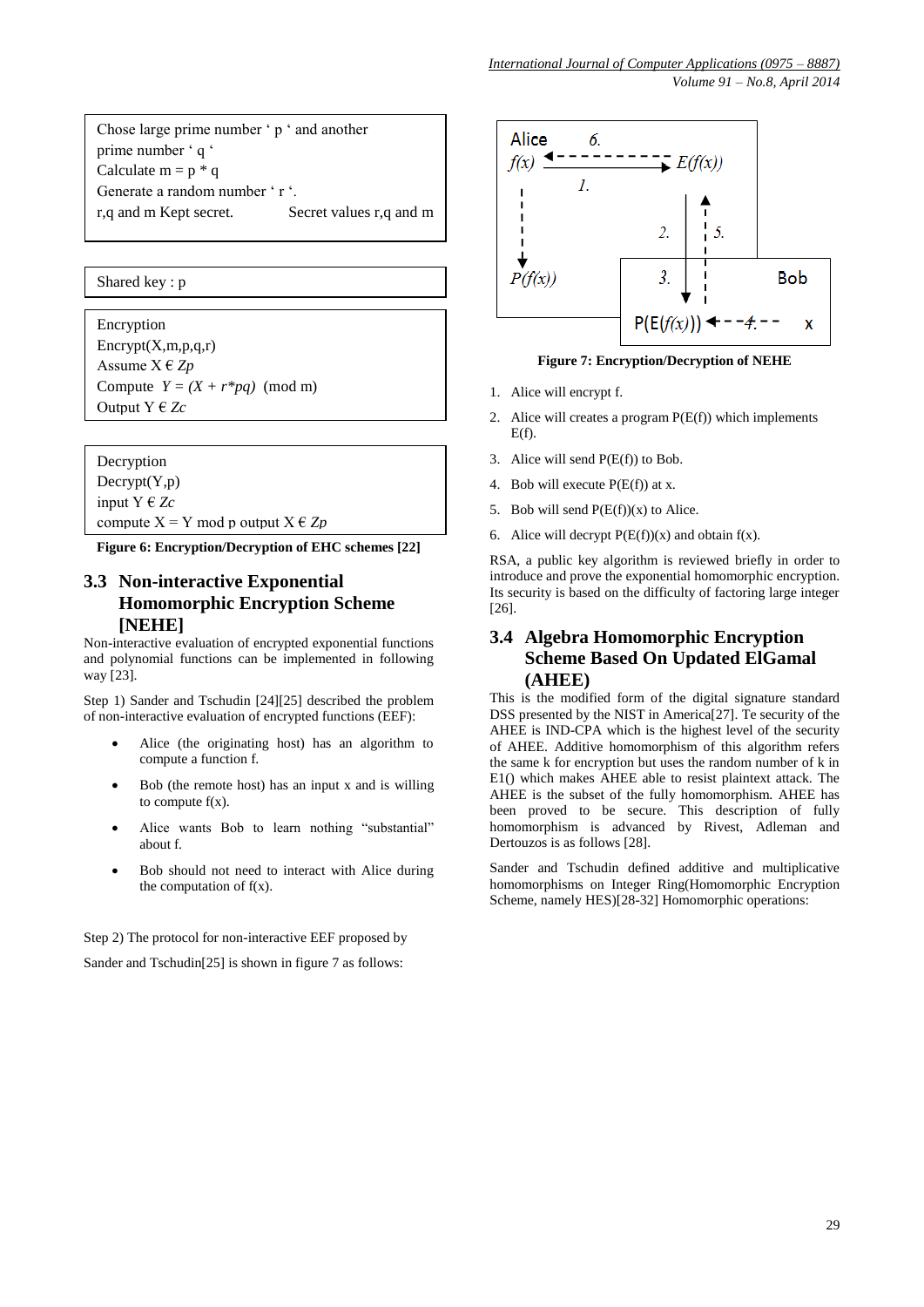Chose large prime number ' p ' and another prime number ' q '
Calculate m = p * q
Generate a random number ' r '.
r,q and m Kept secret. Secret values r,q and m

Shared key : p

Encryption
Encrypt(X,m,p,q,r)
Assume X ϵ *Zp*
Compute $Y = (X + r*pq) \pmod m$
Output Y ϵ *Zc*

Decryption
Decrypt(Y,p)
input Y ϵ *Zc*
compute X = Y mod p output X ϵ *Zp*

**Figure 6: Encryption/Decryption of EHC schemes [22]**

## 3.3 Non-interactive Exponential Homomorphic Encryption Scheme [NEHE]

Non-interactive evaluation of encrypted exponential functions and polynomial functions can be implemented in following way [23].

Step 1) Sander and Tschudin [24][25] described the problem of non-interactive evaluation of encrypted functions (EEF):

- Alice (the originating host) has an algorithm to compute a function f.
- Bob (the remote host) has an input x and is willing to compute f(x).
- Alice wants Bob to learn nothing "substantial" about f.
- Bob should not need to interact with Alice during the computation of f(x).

Step 2) The protocol for non-interactive EEF proposed by Sander and Tschudin[25] is shown in figure 7 as follows:

**Figure 7: Encryption/Decryption of NEHE**

1. Alice will encrypt f.
2. Alice will creates a program P(E(f)) which implements E(f).
3. Alice will send P(E(f)) to Bob.
4. Bob will execute P(E(f)) at x.
5. Bob will send P(E(f))(x) to Alice.
6. Alice will decrypt P(E(f))(x) and obtain f(x).

RSA, a public key algorithm is reviewed briefly in order to introduce and prove the exponential homomorphic encryption. Its security is based on the difficulty of factoring large integer [26].

## 3.4 Algebra Homomorphic Encryption Scheme Based On Updated ElGamal (AHEE)

This is the modified form of the digital signature standard DSS presented by the NIST in America[27]. Te security of the AHEE is IND-CPA which is the highest level of the security of AHEE. Additive homomorphism of this algorithm refers the same k for encryption but uses the random number of k in E1() which makes AHEE able to resist plaintext attack. The AHEE is the subset of the fully homomorphism. AHEE has been proved to be secure. This description of fully homomorphism is advanced by Rivest, Adleman and Dertouzos is as follows [28].

Sander and Tschudin defined additive and multiplicative homomorphisms on Integer Ring(Homomorphic Encryption Scheme, namely HES)[28-32] Homomorphic operations: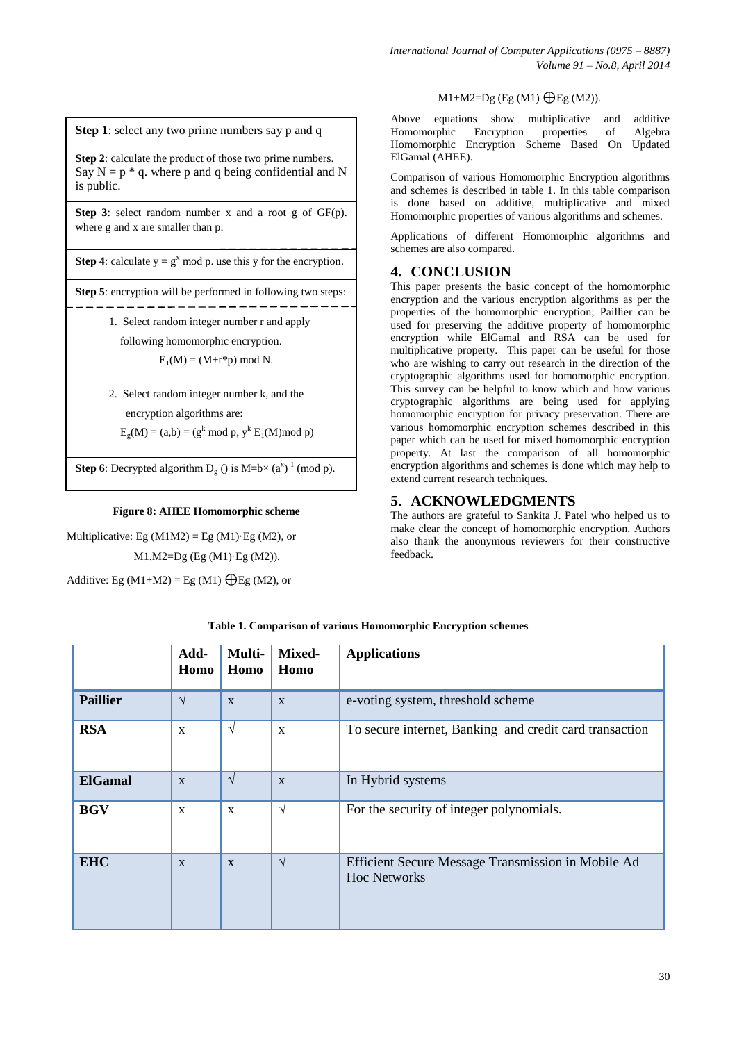**Step 1**: select any two prime numbers say p and q

**Step 2**: calculate the product of those two prime numbers. Say N = p * q. where p and q being confidential and N is public.

**Step 3**: select random number x and a root g of GF(p). where g and x are smaller than p.

**Step 4**: calculate $y = g^x \bmod p$. use this y for the encryption.

**Step 5**: encryption will be performed in following two steps:

1. Select random integer number r and apply following homomorphic encryption.

   $E_1(M) = (M+r*p) \bmod N.$

2. Select random integer number k, and the encryption algorithms are:

   $E_g(M) = (a,b) = (g^k \bmod p,\ y^k E_1(M) \bmod p)$

**Step 6**: Decrypted algorithm $D_g$ () is $M = b\times (a^x)^{-1} \pmod p$.

**Figure 8: AHEE Homomorphic scheme**

Multiplicative: Eg (M1M2) = Eg (M1)·Eg (M2), or

M1.M2=Dg (Eg (M1)·Eg (M2)).

Additive: Eg (M1+M2) = Eg (M1) ⨁Eg (M2), or

M1+M2=Dg (Eg (M1) ⨁Eg (M2)).

Above equations show multiplicative and additive Homomorphic Encryption properties of Algebra Homomorphic Encryption Scheme Based On Updated ElGamal (AHEE).

Comparison of various Homomorphic Encryption algorithms and schemes is described in table 1. In this table comparison is done based on additive, multiplicative and mixed Homomorphic properties of various algorithms and schemes.

Applications of different Homomorphic algorithms and schemes are also compared.

## 4. CONCLUSION

This paper presents the basic concept of the homomorphic encryption and the various encryption algorithms as per the properties of the homomorphic encryption; Paillier can be used for preserving the additive property of homomorphic encryption while ElGamal and RSA can be used for multiplicative property. This paper can be useful for those who are wishing to carry out research in the direction of the cryptographic algorithms used for homomorphic encryption. This survey can be helpful to know which and how various cryptographic algorithms are being used for applying homomorphic encryption for privacy preservation. There are various homomorphic encryption schemes described in this paper which can be used for mixed homomorphic encryption property. At last the comparison of all homomorphic encryption algorithms and schemes is done which may help to extend current research techniques.

## 5. ACKNOWLEDGMENTS

The authors are grateful to Sankita J. Patel who helped us to make clear the concept of homomorphic encryption. Authors also thank the anonymous reviewers for their constructive feedback.

**Table 1. Comparison of various Homomorphic Encryption schemes**

| | Add-Homo | Multi-Homo | Mixed-Homo | Applications |
|---|---|---|---|---|
| **Paillier** | √ | x | x | e-voting system, threshold scheme |
| **RSA** | x | √ | x | To secure internet, Banking and credit card transaction |
| **ElGamal** | x | √ | x | In Hybrid systems |
| **BGV** | x | x | √ | For the security of integer polynomials. |
| **EHC** | x | x | √ | Efficient Secure Message Transmission in Mobile Ad Hoc Networks |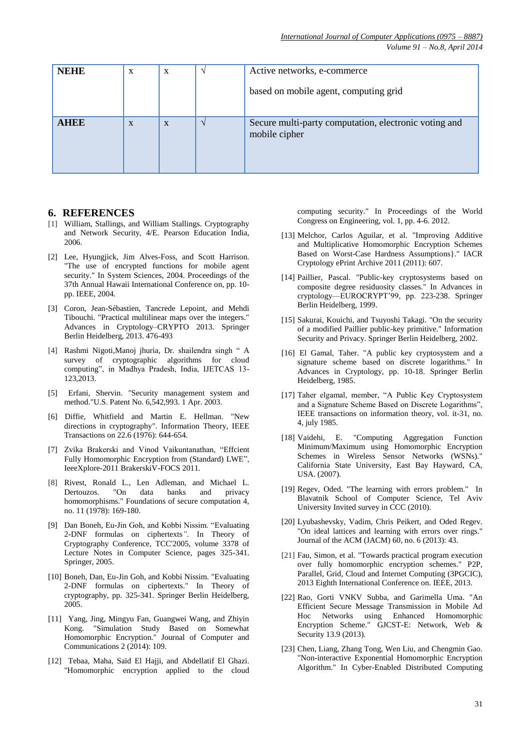| NEHE | x | x | √ | Active networks, e-commerce based on mobile agent, computing grid |
|---|---|---|---|---|
| AHEE | x | x | √ | Secure multi-party computation, electronic voting and mobile cipher |

## 6. REFERENCES

[1] William, Stallings, and William Stallings. Cryptography and Network Security, 4/E. Pearson Education India, 2006.

[2] Lee, Hyungjick, Jim Alves-Foss, and Scott Harrison. "The use of encrypted functions for mobile agent security." In System Sciences, 2004. Proceedings of the 37th Annual Hawaii International Conference on, pp. 10-pp. IEEE, 2004.

[3] Coron, Jean-Sébastien, Tancrede Lepoint, and Mehdi Tibouchi. "Practical multilinear maps over the integers." Advances in Cryptology–CRYPTO 2013. Springer Berlin Heidelberg, 2013. 476-493

[4] Rashmi Nigoti,Manoj jhuria, Dr. shailendra singh " A survey of cryptographic algorithms for cloud computing", in Madhya Pradesh, India, IJETCAS 13-123,2013.

[5] Erfani, Shervin. "Security management system and method."U.S. Patent No. 6,542,993. 1 Apr. 2003.

[6] Diffie, Whitfield and Martin E. Hellman. "New directions in cryptography". Information Theory, IEEE Transactions on 22.6 (1976): 644-654.

[7] Zvika Brakerski and Vinod Vaikuntanathan, "Effcient Fully Homomorphic Encryption from (Standard) LWE", IeeeXplore-2011 BrakerskiV-FOCS 2011.

[8] Rivest, Ronald L., Len Adleman, and Michael L. Dertouzos. "On data banks and privacy homomorphisms." Foundations of secure computation 4, no. 11 (1978): 169-180.

[9] Dan Boneh, Eu-Jin Goh, and Kobbi Nissim. "Evaluating 2-DNF formulas on ciphertexts". In Theory of Cryptography Conference, TCC'2005, volume 3378 of Lecture Notes in Computer Science, pages 325-341. Springer, 2005.

[10] Boneh, Dan, Eu-Jin Goh, and Kobbi Nissim. "Evaluating 2-DNF formulas on ciphertexts." In Theory of cryptography, pp. 325-341. Springer Berlin Heidelberg, 2005.

[11] Yang, Jing, Mingyu Fan, Guangwei Wang, and Zhiyin Kong. "Simulation Study Based on Somewhat Homomorphic Encryption." Journal of Computer and Communications 2 (2014): 109.

[12] Tebaa, Maha, Saïd El Hajji, and Abdellatif El Ghazi. "Homomorphic encryption applied to the cloud computing security." In Proceedings of the World Congress on Engineering, vol. 1, pp. 4-6. 2012.

[13] Melchor, Carlos Aguilar, et al. "Improving Additive and Multiplicative Homomorphic Encryption Schemes Based on Worst-Case Hardness Assumptions}." IACR Cryptology ePrint Archive 2011 (2011): 607.

[14] Paillier, Pascal. "Public-key cryptosystems based on composite degree residuosity classes." In Advances in cryptology—EUROCRYPT'99, pp. 223-238. Springer Berlin Heidelberg, 1999.

[15] Sakurai, Kouichi, and Tsuyoshi Takagi. "On the security of a modified Paillier public-key primitive." Information Security and Privacy. Springer Berlin Heidelberg, 2002.

[16] El Gamal, Taher. "A public key cryptosystem and a signature scheme based on discrete logarithms." In Advances in Cryptology, pp. 10-18. Springer Berlin Heidelberg, 1985.

[17] Taher elgamal, member, "A Public Key Cryptosystem and a Signature Scheme Based on Discrete Logarithms", IEEE transactions on information theory, vol. it-31, no. 4, july 1985.

[18] Vaidehi, E. "Computing Aggregation Function Minimum/Maximum using Homomorphic Encryption Schemes in Wireless Sensor Networks (WSNs)." California State University, East Bay Hayward, CA, USA. (2007).

[19] Regev, Oded. "The learning with errors problem." In Blavatnik School of Computer Science, Tel Aviv University Invited survey in CCC (2010).

[20] Lyubashevsky, Vadim, Chris Peikert, and Oded Regev. "On ideal lattices and learning with errors over rings." Journal of the ACM (JACM) 60, no. 6 (2013): 43.

[21] Fau, Simon, et al. "Towards practical program execution over fully homomorphic encryption schemes." P2P, Parallel, Grid, Cloud and Internet Computing (3PGCIC), 2013 Eighth International Conference on. IEEE, 2013.

[22] Rao, Gorti VNKV Subba, and Garimella Uma. "An Efficient Secure Message Transmission in Mobile Ad Hoc Networks using Enhanced Homomorphic Encryption Scheme." GJCST-E: Network, Web & Security 13.9 (2013).

[23] Chen, Liang, Zhang Tong, Wen Liu, and Chengmin Gao. "Non-interactive Exponential Homomorphic Encryption Algorithm." In Cyber-Enabled Distributed Computing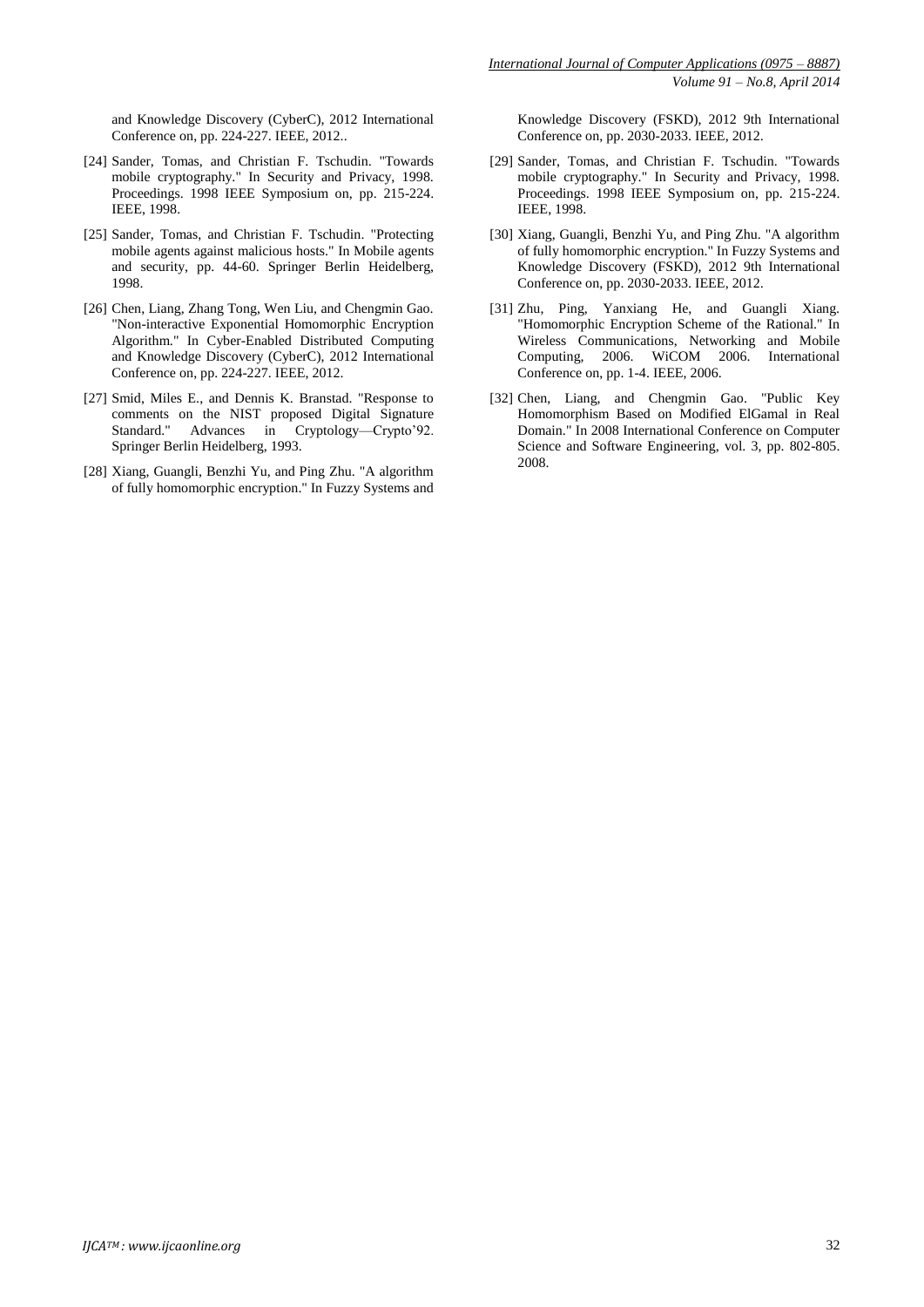and Knowledge Discovery (CyberC), 2012 International Conference on, pp. 224-227. IEEE, 2012..

[24] Sander, Tomas, and Christian F. Tschudin. "Towards mobile cryptography." In Security and Privacy, 1998. Proceedings. 1998 IEEE Symposium on, pp. 215-224. IEEE, 1998.

[25] Sander, Tomas, and Christian F. Tschudin. "Protecting mobile agents against malicious hosts." In Mobile agents and security, pp. 44-60. Springer Berlin Heidelberg, 1998.

[26] Chen, Liang, Zhang Tong, Wen Liu, and Chengmin Gao. "Non-interactive Exponential Homomorphic Encryption Algorithm." In Cyber-Enabled Distributed Computing and Knowledge Discovery (CyberC), 2012 International Conference on, pp. 224-227. IEEE, 2012.

[27] Smid, Miles E., and Dennis K. Branstad. "Response to comments on the NIST proposed Digital Signature Standard." Advances in Cryptology—Crypto'92. Springer Berlin Heidelberg, 1993.

[28] Xiang, Guangli, Benzhi Yu, and Ping Zhu. "A algorithm of fully homomorphic encryption." In Fuzzy Systems and Knowledge Discovery (FSKD), 2012 9th International Conference on, pp. 2030-2033. IEEE, 2012.

[29] Sander, Tomas, and Christian F. Tschudin. "Towards mobile cryptography." In Security and Privacy, 1998. Proceedings. 1998 IEEE Symposium on, pp. 215-224. IEEE, 1998.

[30] Xiang, Guangli, Benzhi Yu, and Ping Zhu. "A algorithm of fully homomorphic encryption." In Fuzzy Systems and Knowledge Discovery (FSKD), 2012 9th International Conference on, pp. 2030-2033. IEEE, 2012.

[31] Zhu, Ping, Yanxiang He, and Guangli Xiang. "Homomorphic Encryption Scheme of the Rational." In Wireless Communications, Networking and Mobile Computing, 2006. WiCOM 2006. International Conference on, pp. 1-4. IEEE, 2006.

[32] Chen, Liang, and Chengmin Gao. "Public Key Homomorphism Based on Modified ElGamal in Real Domain." In 2008 International Conference on Computer Science and Software Engineering, vol. 3, pp. 802-805. 2008.